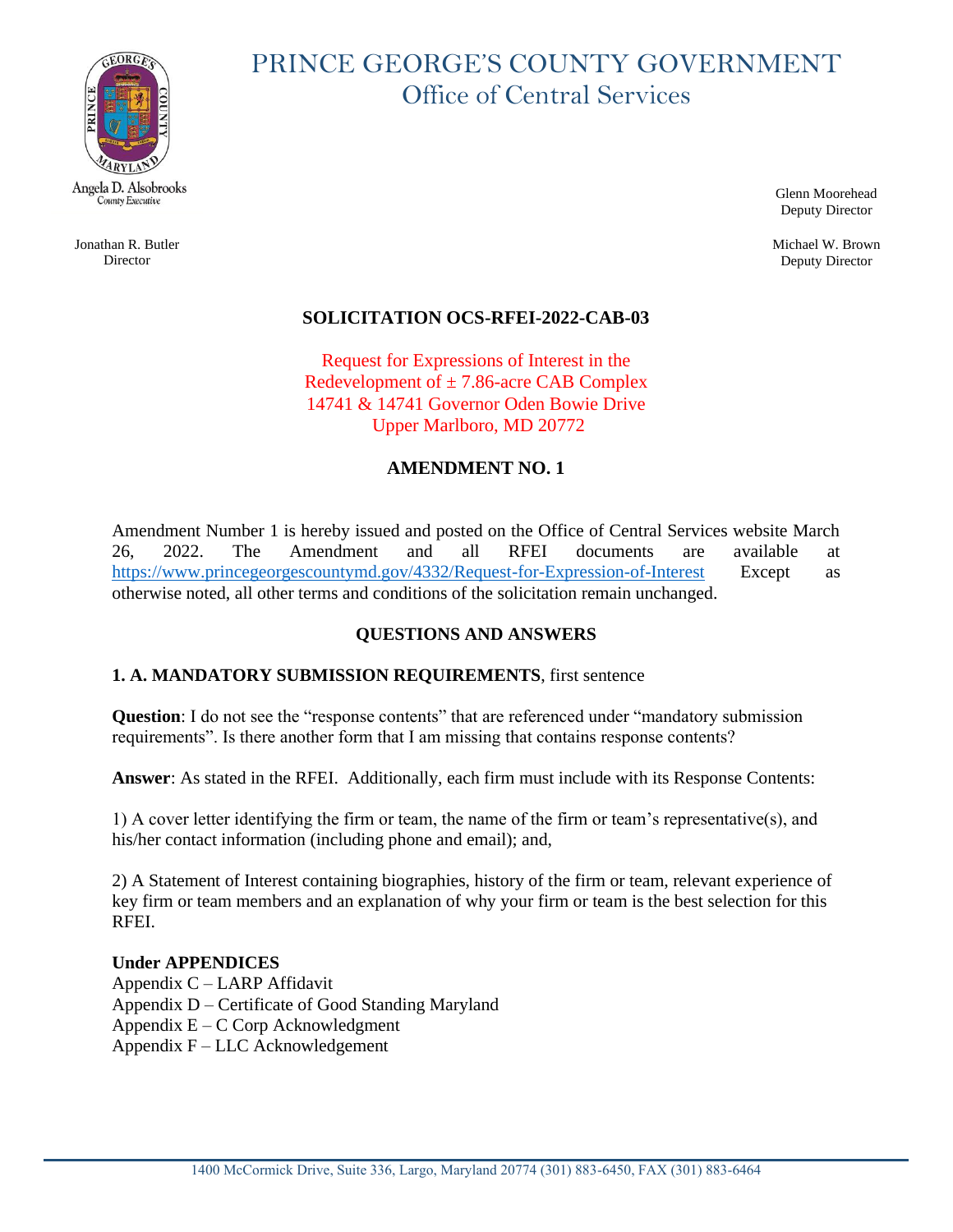# PRINCE GEORGE'S COUNTY GOVERNMENT
## Office of Central Services

Angela D. Alsobrooks
County Executive

Jonathan R. Butler
Director

Glenn Moorehead
Deputy Director

Michael W. Brown
Deputy Director

### SOLICITATION OCS-RFEI-2022-CAB-03

Request for Expressions of Interest in the
Redevelopment of ± 7.86-acre CAB Complex
14741 & 14741 Governor Oden Bowie Drive
Upper Marlboro, MD 20772

### AMENDMENT NO. 1

Amendment Number 1 is hereby issued and posted on the Office of Central Services website March 26, 2022. The Amendment and all RFEI documents are available at https://www.princegeorgescountymd.gov/4332/Request-for-Expression-of-Interest Except as otherwise noted, all other terms and conditions of the solicitation remain unchanged.

### QUESTIONS AND ANSWERS

**1. A. MANDATORY SUBMISSION REQUIREMENTS**, first sentence

**Question**: I do not see the "response contents" that are referenced under "mandatory submission requirements". Is there another form that I am missing that contains response contents?

**Answer**: As stated in the RFEI. Additionally, each firm must include with its Response Contents:

1) A cover letter identifying the firm or team, the name of the firm or team's representative(s), and his/her contact information (including phone and email); and,

2) A Statement of Interest containing biographies, history of the firm or team, relevant experience of key firm or team members and an explanation of why your firm or team is the best selection for this RFEI.

**Under APPENDICES**
Appendix C – LARP Affidavit
Appendix D – Certificate of Good Standing Maryland
Appendix E – C Corp Acknowledgment
Appendix F – LLC Acknowledgement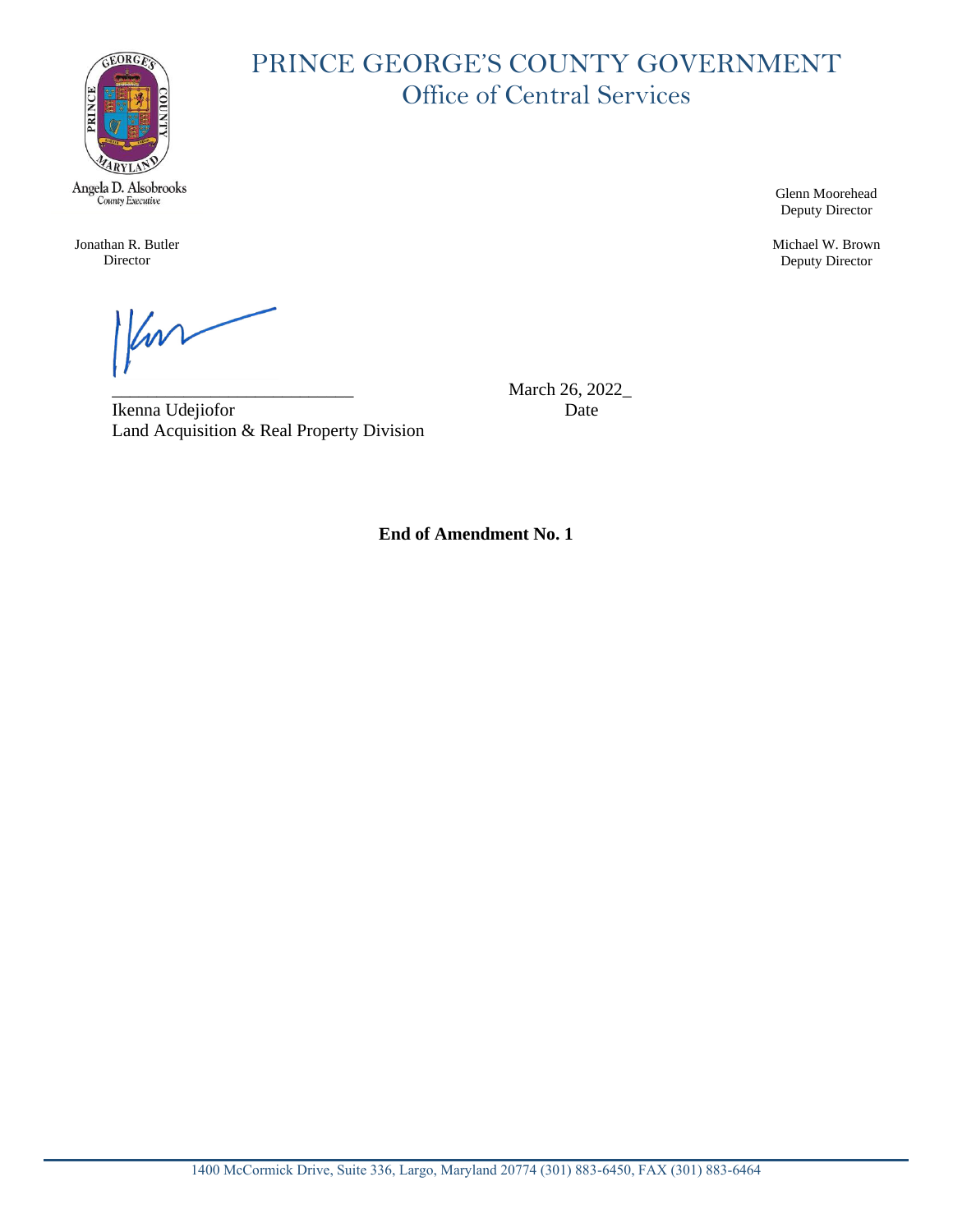# PRINCE GEORGE'S COUNTY GOVERNMENT
## Office of Central Services

Angela D. Alsobrooks
County Executive

Jonathan R. Butler
Director

Glenn Moorehead
Deputy Director

Michael W. Brown
Deputy Director

___________________________
Ikenna Udejiofor
Land Acquisition & Real Property Division

March 26, 2022_
Date

**End of Amendment No. 1**

1400 McCormick Drive, Suite 336, Largo, Maryland 20774 (301) 883-6450, FAX (301) 883-6464